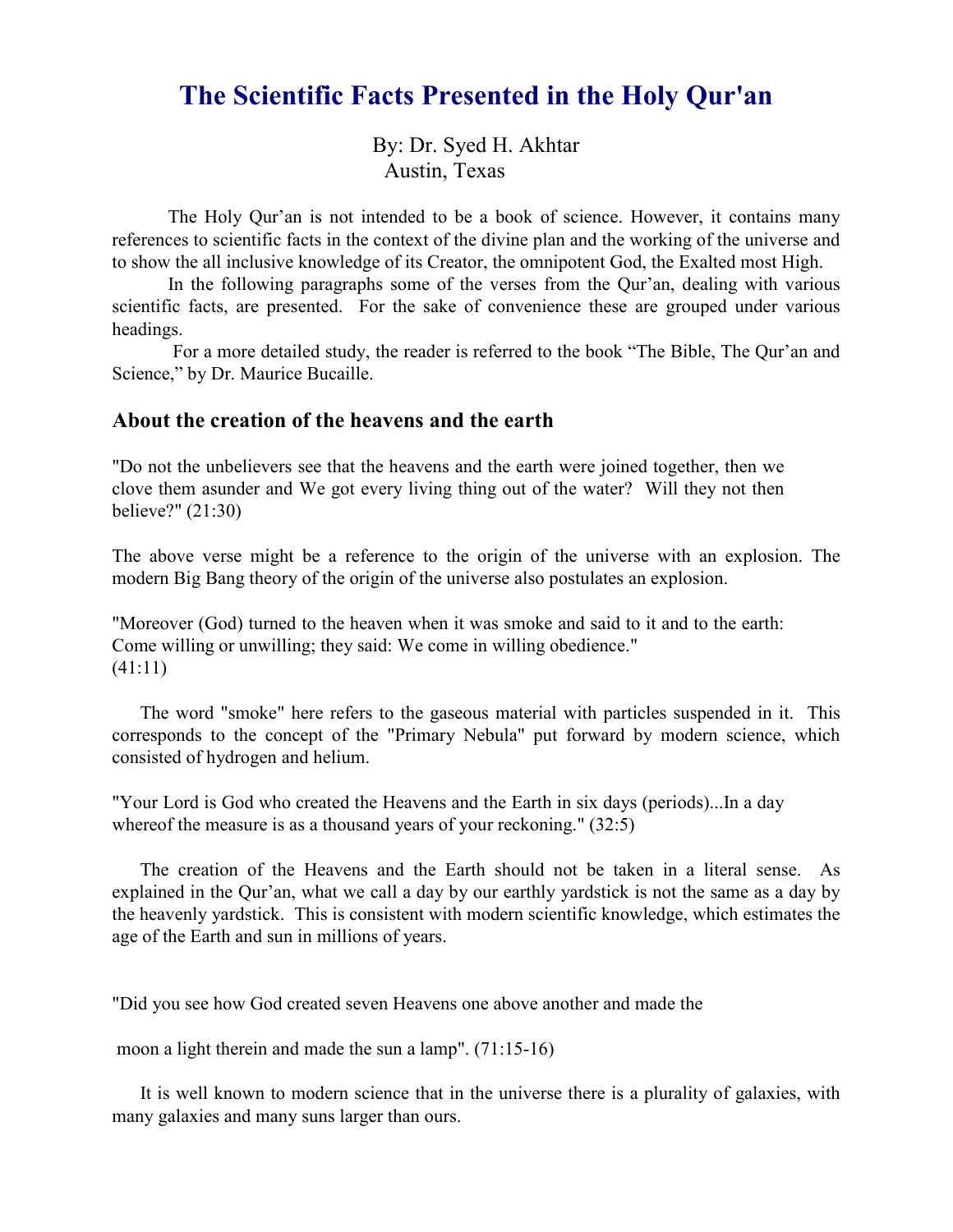# The Scientific Facts Presented in the Holy Qur'an

By: Dr. Syed H. Akhtar
Austin, Texas

The Holy Qur'an is not intended to be a book of science. However, it contains many references to scientific facts in the context of the divine plan and the working of the universe and to show the all inclusive knowledge of its Creator, the omnipotent God, the Exalted most High.

In the following paragraphs some of the verses from the Qur'an, dealing with various scientific facts, are presented. For the sake of convenience these are grouped under various headings.

For a more detailed study, the reader is referred to the book "The Bible, The Qur'an and Science," by Dr. Maurice Bucaille.

## About the creation of the heavens and the earth

"Do not the unbelievers see that the heavens and the earth were joined together, then we clove them asunder and We got every living thing out of the water? Will they not then believe?" (21:30)

The above verse might be a reference to the origin of the universe with an explosion. The modern Big Bang theory of the origin of the universe also postulates an explosion.

"Moreover (God) turned to the heaven when it was smoke and said to it and to the earth: Come willing or unwilling; they said: We come in willing obedience." (41:11)

The word "smoke" here refers to the gaseous material with particles suspended in it. This corresponds to the concept of the "Primary Nebula" put forward by modern science, which consisted of hydrogen and helium.

"Your Lord is God who created the Heavens and the Earth in six days (periods)...In a day whereof the measure is as a thousand years of your reckoning." (32:5)

The creation of the Heavens and the Earth should not be taken in a literal sense. As explained in the Qur'an, what we call a day by our earthly yardstick is not the same as a day by the heavenly yardstick. This is consistent with modern scientific knowledge, which estimates the age of the Earth and sun in millions of years.

"Did you see how God created seven Heavens one above another and made the moon a light therein and made the sun a lamp". (71:15-16)

It is well known to modern science that in the universe there is a plurality of galaxies, with many galaxies and many suns larger than ours.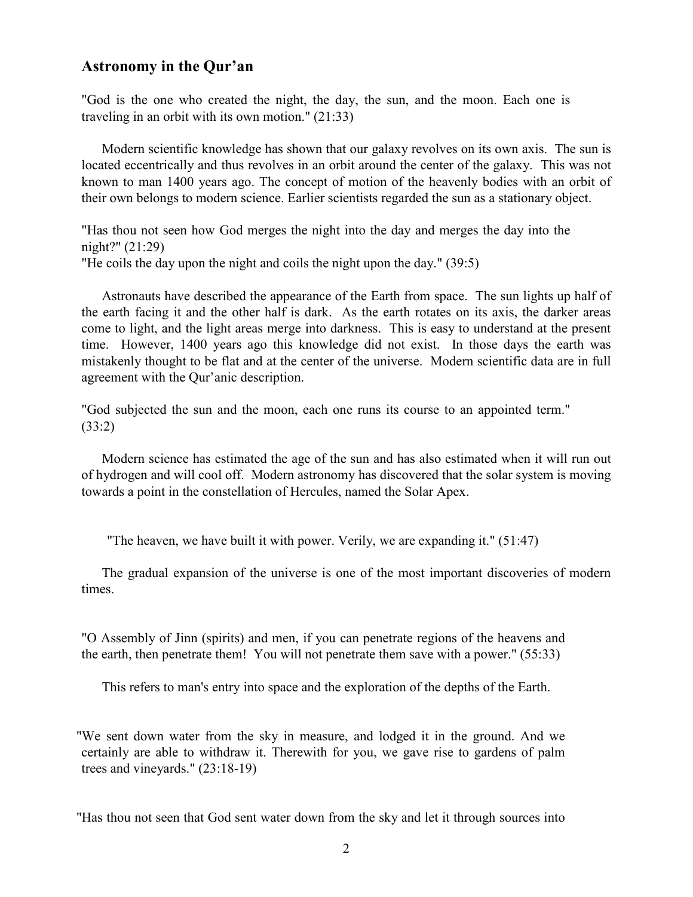## Astronomy in the Qur'an

"God is the one who created the night, the day, the sun, and the moon. Each one is traveling in an orbit with its own motion." (21:33)

Modern scientific knowledge has shown that our galaxy revolves on its own axis. The sun is located eccentrically and thus revolves in an orbit around the center of the galaxy. This was not known to man 1400 years ago. The concept of motion of the heavenly bodies with an orbit of their own belongs to modern science. Earlier scientists regarded the sun as a stationary object.

"Has thou not seen how God merges the night into the day and merges the day into the night?" (21:29)
"He coils the day upon the night and coils the night upon the day." (39:5)

Astronauts have described the appearance of the Earth from space. The sun lights up half of the earth facing it and the other half is dark. As the earth rotates on its axis, the darker areas come to light, and the light areas merge into darkness. This is easy to understand at the present time. However, 1400 years ago this knowledge did not exist. In those days the earth was mistakenly thought to be flat and at the center of the universe. Modern scientific data are in full agreement with the Qur'anic description.

"God subjected the sun and the moon, each one runs its course to an appointed term." (33:2)

Modern science has estimated the age of the sun and has also estimated when it will run out of hydrogen and will cool off. Modern astronomy has discovered that the solar system is moving towards a point in the constellation of Hercules, named the Solar Apex.

"The heaven, we have built it with power. Verily, we are expanding it." (51:47)

The gradual expansion of the universe is one of the most important discoveries of modern times.

"O Assembly of Jinn (spirits) and men, if you can penetrate regions of the heavens and the earth, then penetrate them! You will not penetrate them save with a power." (55:33)

This refers to man's entry into space and the exploration of the depths of the Earth.

"We sent down water from the sky in measure, and lodged it in the ground. And we certainly are able to withdraw it. Therewith for you, we gave rise to gardens of palm trees and vineyards." (23:18-19)

"Has thou not seen that God sent water down from the sky and let it through sources into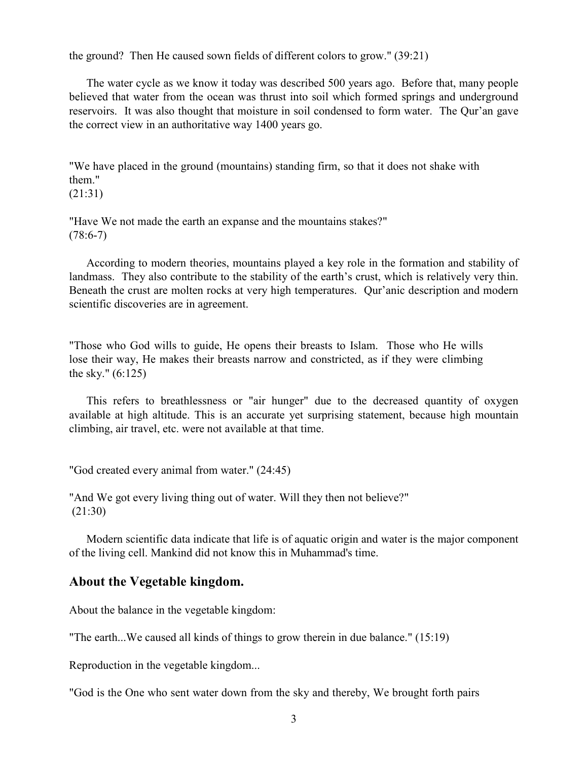the ground? Then He caused sown fields of different colors to grow." (39:21)

The water cycle as we know it today was described 500 years ago. Before that, many people believed that water from the ocean was thrust into soil which formed springs and underground reservoirs. It was also thought that moisture in soil condensed to form water. The Qur'an gave the correct view in an authoritative way 1400 years go.

"We have placed in the ground (mountains) standing firm, so that it does not shake with them."
(21:31)

"Have We not made the earth an expanse and the mountains stakes?"
(78:6-7)

According to modern theories, mountains played a key role in the formation and stability of landmass. They also contribute to the stability of the earth's crust, which is relatively very thin. Beneath the crust are molten rocks at very high temperatures. Qur'anic description and modern scientific discoveries are in agreement.

"Those who God wills to guide, He opens their breasts to Islam. Those who He wills lose their way, He makes their breasts narrow and constricted, as if they were climbing the sky." (6:125)

This refers to breathlessness or "air hunger" due to the decreased quantity of oxygen available at high altitude. This is an accurate yet surprising statement, because high mountain climbing, air travel, etc. were not available at that time.

"God created every animal from water." (24:45)

"And We got every living thing out of water. Will they then not believe?"
(21:30)

Modern scientific data indicate that life is of aquatic origin and water is the major component of the living cell. Mankind did not know this in Muhammad's time.

## About the Vegetable kingdom.

About the balance in the vegetable kingdom:

"The earth...We caused all kinds of things to grow therein in due balance." (15:19)

Reproduction in the vegetable kingdom...

"God is the One who sent water down from the sky and thereby, We brought forth pairs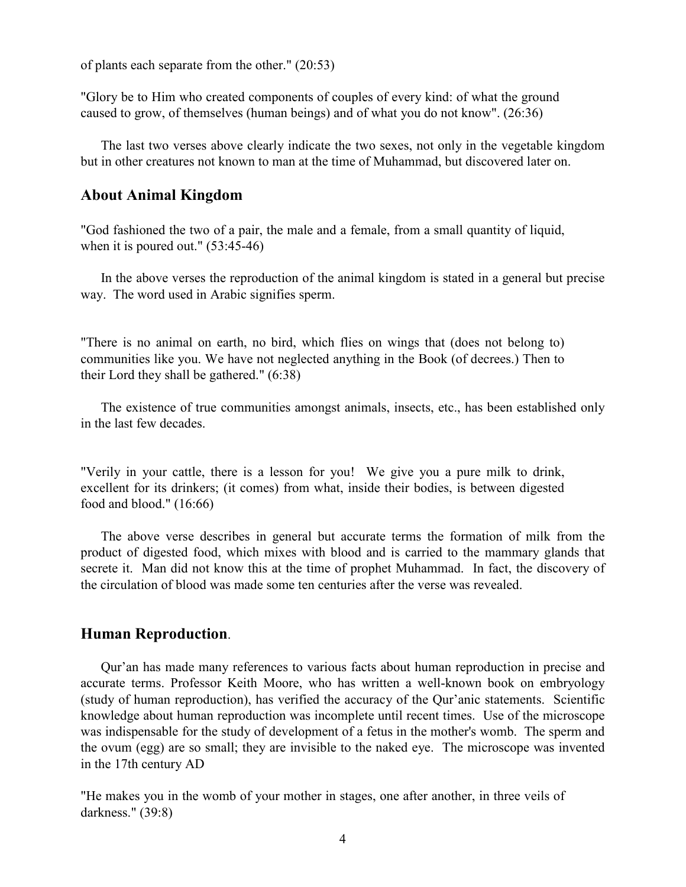of plants each separate from the other." (20:53)

"Glory be to Him who created components of couples of every kind: of what the ground caused to grow, of themselves (human beings) and of what you do not know". (26:36)

The last two verses above clearly indicate the two sexes, not only in the vegetable kingdom but in other creatures not known to man at the time of Muhammad, but discovered later on.

## About Animal Kingdom

"God fashioned the two of a pair, the male and a female, from a small quantity of liquid, when it is poured out." (53:45-46)

In the above verses the reproduction of the animal kingdom is stated in a general but precise way. The word used in Arabic signifies sperm.

"There is no animal on earth, no bird, which flies on wings that (does not belong to) communities like you. We have not neglected anything in the Book (of decrees.) Then to their Lord they shall be gathered." (6:38)

The existence of true communities amongst animals, insects, etc., has been established only in the last few decades.

"Verily in your cattle, there is a lesson for you! We give you a pure milk to drink, excellent for its drinkers; (it comes) from what, inside their bodies, is between digested food and blood." (16:66)

The above verse describes in general but accurate terms the formation of milk from the product of digested food, which mixes with blood and is carried to the mammary glands that secrete it. Man did not know this at the time of prophet Muhammad. In fact, the discovery of the circulation of blood was made some ten centuries after the verse was revealed.

## Human Reproduction.

Qur'an has made many references to various facts about human reproduction in precise and accurate terms. Professor Keith Moore, who has written a well-known book on embryology (study of human reproduction), has verified the accuracy of the Qur'anic statements. Scientific knowledge about human reproduction was incomplete until recent times. Use of the microscope was indispensable for the study of development of a fetus in the mother's womb. The sperm and the ovum (egg) are so small; they are invisible to the naked eye. The microscope was invented in the 17th century AD

"He makes you in the womb of your mother in stages, one after another, in three veils of darkness." (39:8)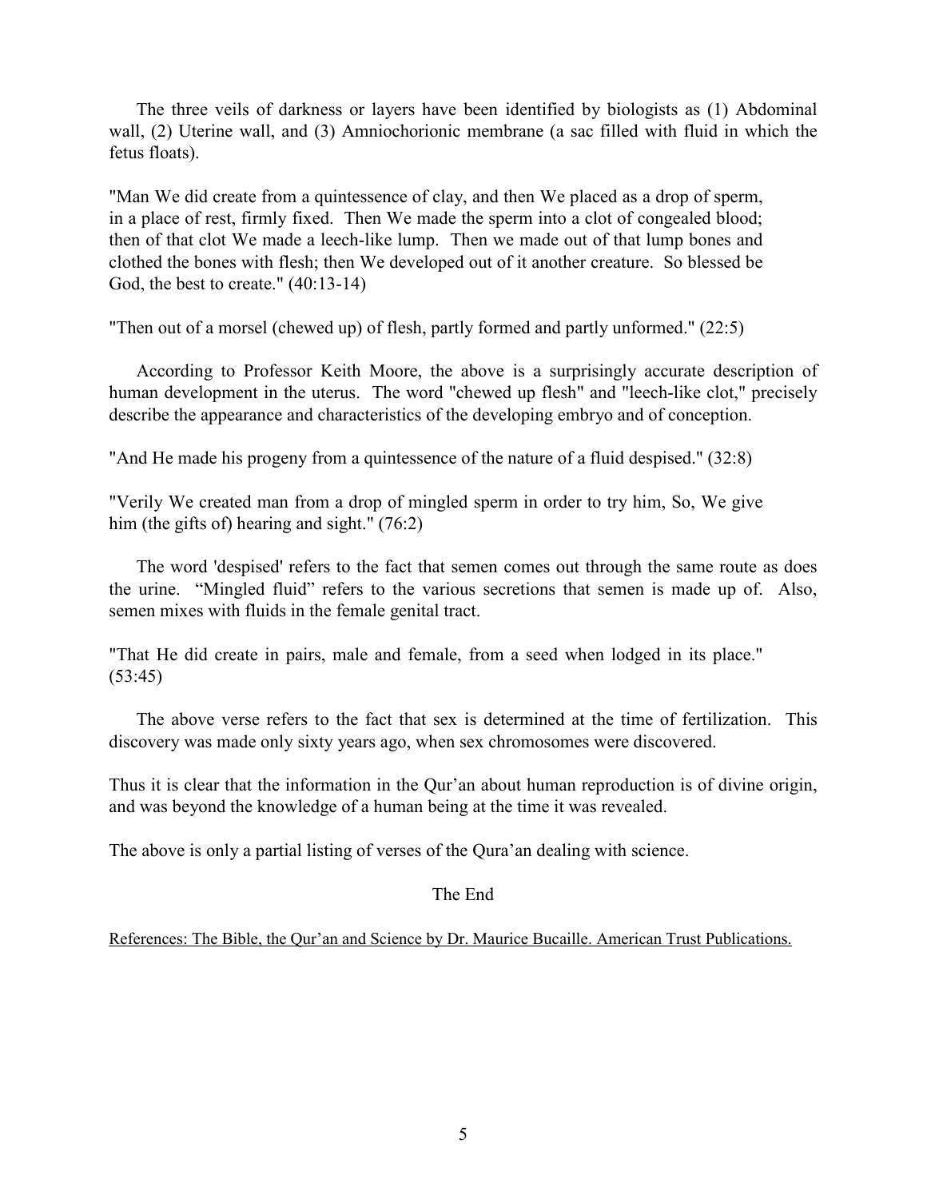The three veils of darkness or layers have been identified by biologists as (1) Abdominal wall, (2) Uterine wall, and (3) Amniochorionic membrane (a sac filled with fluid in which the fetus floats).

"Man We did create from a quintessence of clay, and then We placed as a drop of sperm, in a place of rest, firmly fixed. Then We made the sperm into a clot of congealed blood; then of that clot We made a leech-like lump. Then we made out of that lump bones and clothed the bones with flesh; then We developed out of it another creature. So blessed be God, the best to create." (40:13-14)

"Then out of a morsel (chewed up) of flesh, partly formed and partly unformed." (22:5)

According to Professor Keith Moore, the above is a surprisingly accurate description of human development in the uterus. The word "chewed up flesh" and "leech-like clot," precisely describe the appearance and characteristics of the developing embryo and of conception.

"And He made his progeny from a quintessence of the nature of a fluid despised." (32:8)

"Verily We created man from a drop of mingled sperm in order to try him, So, We give him (the gifts of) hearing and sight." (76:2)

The word 'despised' refers to the fact that semen comes out through the same route as does the urine. "Mingled fluid" refers to the various secretions that semen is made up of. Also, semen mixes with fluids in the female genital tract.

"That He did create in pairs, male and female, from a seed when lodged in its place." (53:45)

The above verse refers to the fact that sex is determined at the time of fertilization. This discovery was made only sixty years ago, when sex chromosomes were discovered.

Thus it is clear that the information in the Qur'an about human reproduction is of divine origin, and was beyond the knowledge of a human being at the time it was revealed.

The above is only a partial listing of verses of the Qura'an dealing with science.

The End

References: The Bible, the Qur'an and Science by Dr. Maurice Bucaille. American Trust Publications.